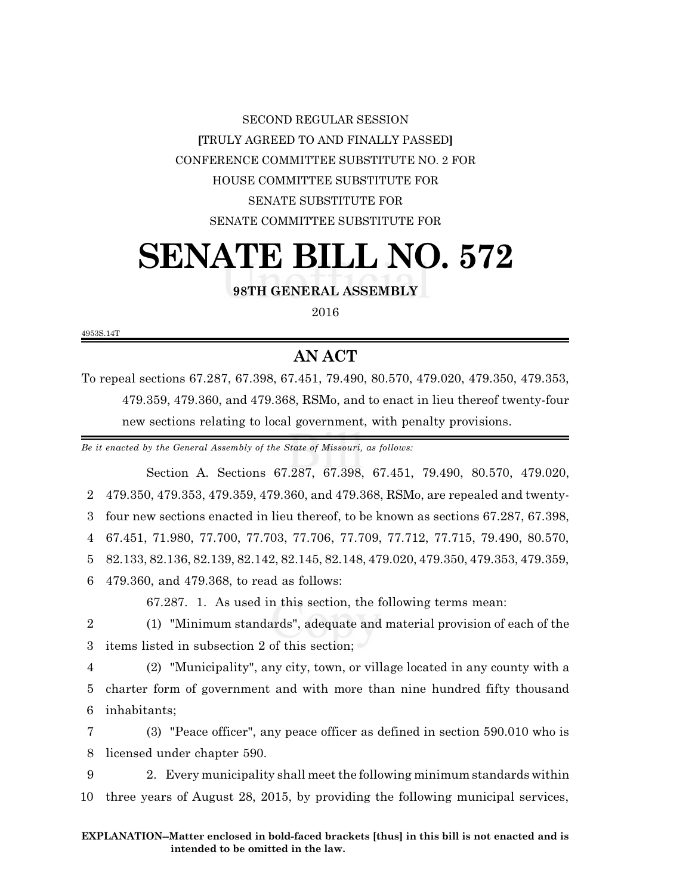SECOND REGULAR SESSION

[TRULY AGREED TO AND FINALLY PASSED]

CONFERENCE COMMITTEE SUBSTITUTE NO. 2 FOR

HOUSE COMMITTEE SUBSTITUTE FOR

SENATE SUBSTITUTE FOR

SENATE COMMITTEE SUBSTITUTE FOR

# SENATE BILL NO. 572

**98TH GENERAL ASSEMBLY**

2016

4953S.14T

## AN ACT

To repeal sections 67.287, 67.398, 67.451, 79.490, 80.570, 479.020, 479.350, 479.353, 479.359, 479.360, and 479.368, RSMo, and to enact in lieu thereof twenty-four new sections relating to local government, with penalty provisions.

*Be it enacted by the General Assembly of the State of Missouri, as follows:*

Section A. Sections 67.287, 67.398, 67.451, 79.490, 80.570, 479.020, 479.350, 479.353, 479.359, 479.360, and 479.368, RSMo, are repealed and twenty-four new sections enacted in lieu thereof, to be known as sections 67.287, 67.398, 67.451, 71.980, 77.700, 77.703, 77.706, 77.709, 77.712, 77.715, 79.490, 80.570, 82.133, 82.136, 82.139, 82.142, 82.145, 82.148, 479.020, 479.350, 479.353, 479.359, 479.360, and 479.368, to read as follows:

67.287. 1. As used in this section, the following terms mean:

(1) "Minimum standards", adequate and material provision of each of the items listed in subsection 2 of this section;

(2) "Municipality", any city, town, or village located in any county with a charter form of government and with more than nine hundred fifty thousand inhabitants;

(3) "Peace officer", any peace officer as defined in section 590.010 who is licensed under chapter 590.

2. Every municipality shall meet the following minimum standards within three years of August 28, 2015, by providing the following municipal services,

**EXPLANATION–Matter enclosed in bold-faced brackets [thus] in this bill is not enacted and is intended to be omitted in the law.**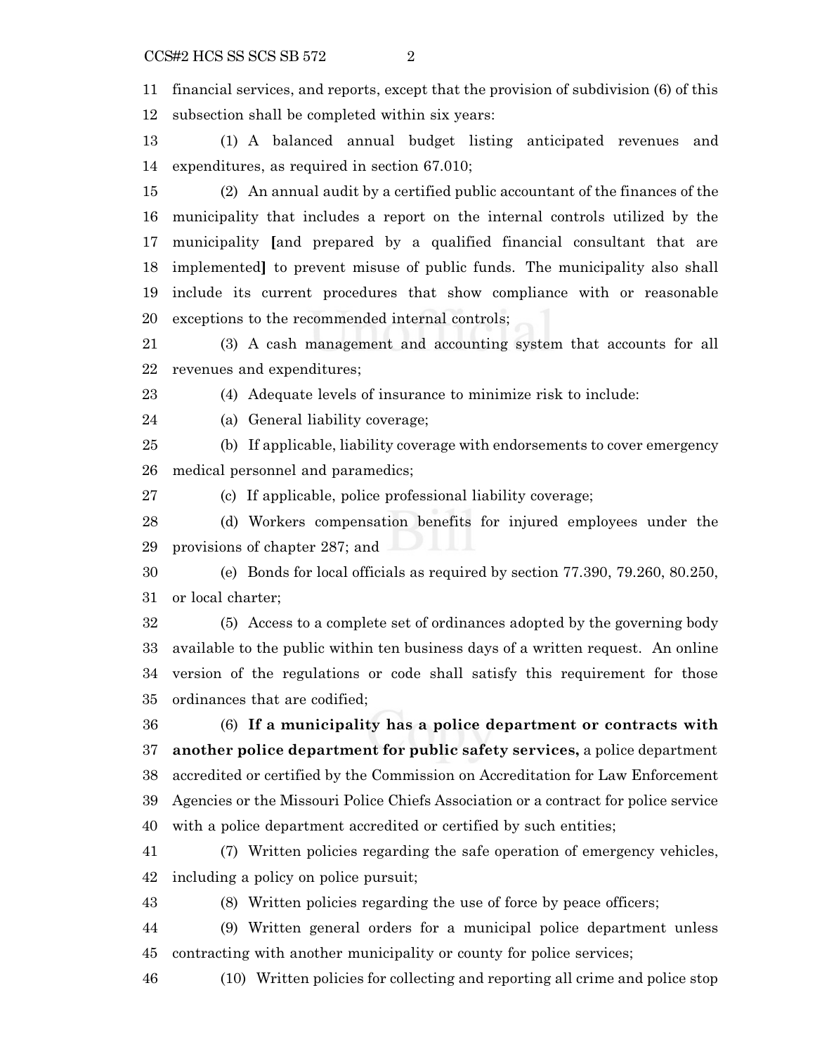financial services, and reports, except that the provision of subdivision (6) of this subsection shall be completed within six years:

(1) A balanced annual budget listing anticipated revenues and expenditures, as required in section 67.010;

(2) An annual audit by a certified public accountant of the finances of the municipality that includes a report on the internal controls utilized by the municipality [and prepared by a qualified financial consultant that are implemented] to prevent misuse of public funds. The municipality also shall include its current procedures that show compliance with or reasonable exceptions to the recommended internal controls;

(3) A cash management and accounting system that accounts for all revenues and expenditures;

(4) Adequate levels of insurance to minimize risk to include:

(a) General liability coverage;

(b) If applicable, liability coverage with endorsements to cover emergency medical personnel and paramedics;

(c) If applicable, police professional liability coverage;

(d) Workers compensation benefits for injured employees under the provisions of chapter 287; and

(e) Bonds for local officials as required by section 77.390, 79.260, 80.250, or local charter;

(5) Access to a complete set of ordinances adopted by the governing body available to the public within ten business days of a written request. An online version of the regulations or code shall satisfy this requirement for those ordinances that are codified;

(6) **If a municipality has a police department or contracts with another police department for public safety services,** a police department accredited or certified by the Commission on Accreditation for Law Enforcement Agencies or the Missouri Police Chiefs Association or a contract for police service with a police department accredited or certified by such entities;

(7) Written policies regarding the safe operation of emergency vehicles, including a policy on police pursuit;

(8) Written policies regarding the use of force by peace officers;

(9) Written general orders for a municipal police department unless contracting with another municipality or county for police services;

(10) Written policies for collecting and reporting all crime and police stop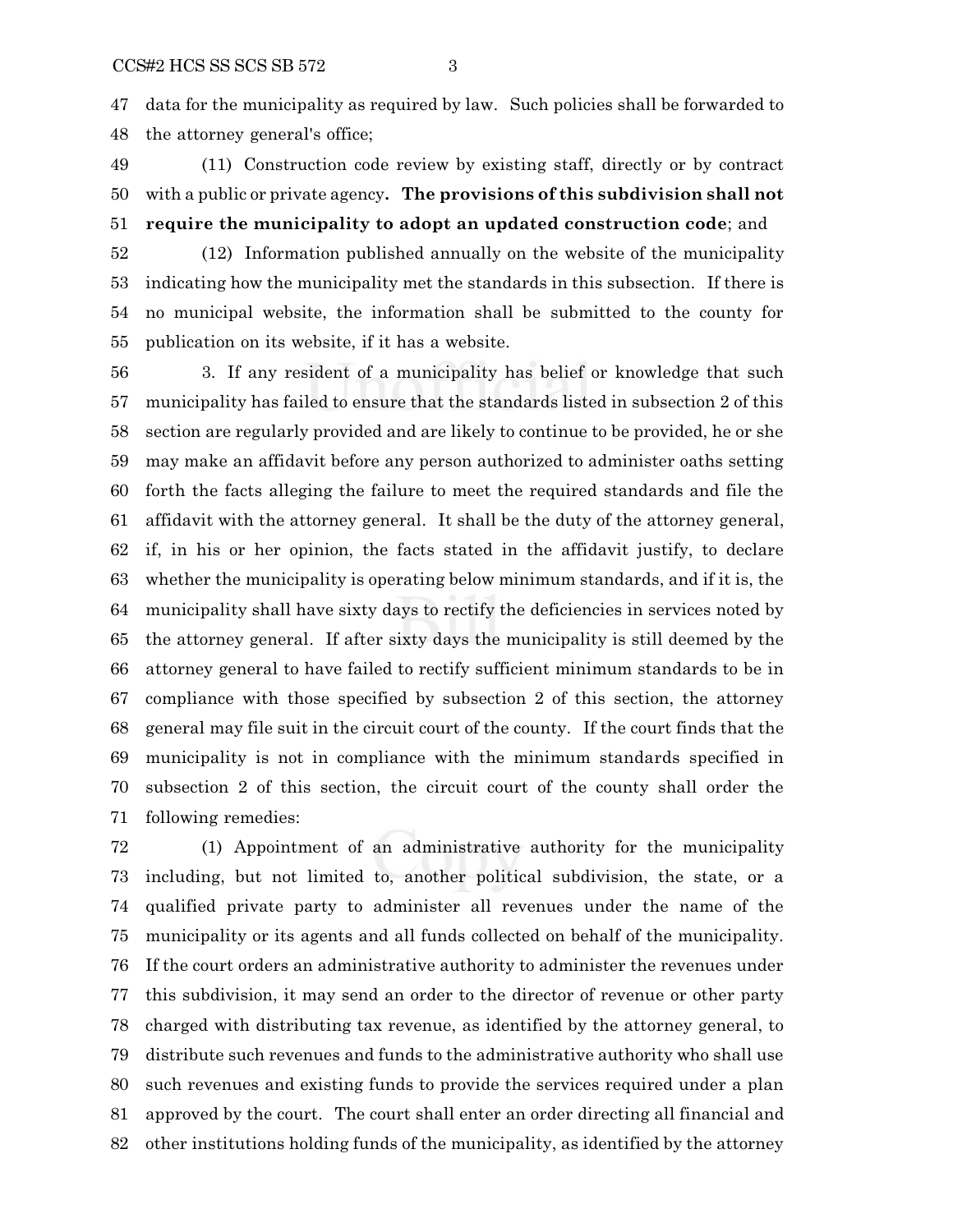data for the municipality as required by law. Such policies shall be forwarded to the attorney general's office;

(11) Construction code review by existing staff, directly or by contract with a public or private agency**. The provisions of this subdivision shall not require the municipality to adopt an updated construction code**; and

(12) Information published annually on the website of the municipality indicating how the municipality met the standards in this subsection. If there is no municipal website, the information shall be submitted to the county for publication on its website, if it has a website.

3. If any resident of a municipality has belief or knowledge that such municipality has failed to ensure that the standards listed in subsection 2 of this section are regularly provided and are likely to continue to be provided, he or she may make an affidavit before any person authorized to administer oaths setting forth the facts alleging the failure to meet the required standards and file the affidavit with the attorney general. It shall be the duty of the attorney general, if, in his or her opinion, the facts stated in the affidavit justify, to declare whether the municipality is operating below minimum standards, and if it is, the municipality shall have sixty days to rectify the deficiencies in services noted by the attorney general. If after sixty days the municipality is still deemed by the attorney general to have failed to rectify sufficient minimum standards to be in compliance with those specified by subsection 2 of this section, the attorney general may file suit in the circuit court of the county. If the court finds that the municipality is not in compliance with the minimum standards specified in subsection 2 of this section, the circuit court of the county shall order the following remedies:

(1) Appointment of an administrative authority for the municipality including, but not limited to, another political subdivision, the state, or a qualified private party to administer all revenues under the name of the municipality or its agents and all funds collected on behalf of the municipality. If the court orders an administrative authority to administer the revenues under this subdivision, it may send an order to the director of revenue or other party charged with distributing tax revenue, as identified by the attorney general, to distribute such revenues and funds to the administrative authority who shall use such revenues and existing funds to provide the services required under a plan approved by the court. The court shall enter an order directing all financial and other institutions holding funds of the municipality, as identified by the attorney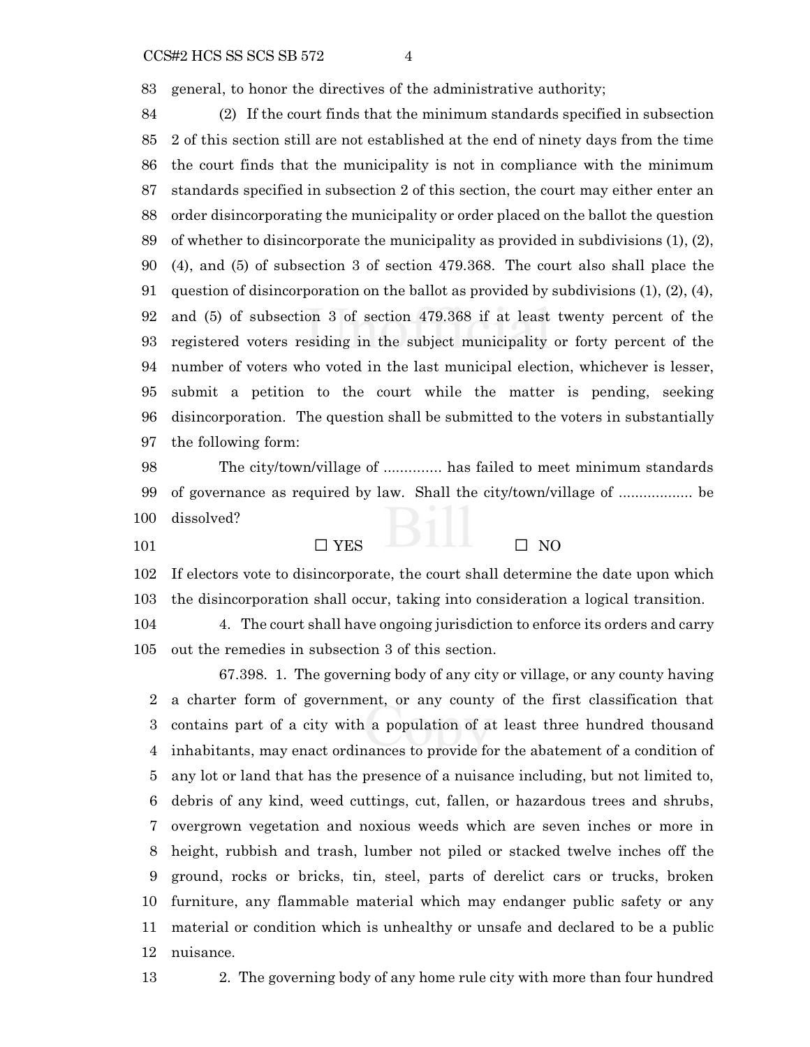general, to honor the directives of the administrative authority;

(2) If the court finds that the minimum standards specified in subsection 2 of this section still are not established at the end of ninety days from the time the court finds that the municipality is not in compliance with the minimum standards specified in subsection 2 of this section, the court may either enter an order disincorporating the municipality or order placed on the ballot the question of whether to disincorporate the municipality as provided in subdivisions (1), (2), (4), and (5) of subsection 3 of section 479.368. The court also shall place the question of disincorporation on the ballot as provided by subdivisions (1), (2), (4), and (5) of subsection 3 of section 479.368 if at least twenty percent of the registered voters residing in the subject municipality or forty percent of the number of voters who voted in the last municipal election, whichever is lesser, submit a petition to the court while the matter is pending, seeking disincorporation. The question shall be submitted to the voters in substantially the following form:

The city/town/village of .............. has failed to meet minimum standards of governance as required by law. Shall the city/town/village of .................. be dissolved?

☐ YES ☐ NO

If electors vote to disincorporate, the court shall determine the date upon which the disincorporation shall occur, taking into consideration a logical transition.

4. The court shall have ongoing jurisdiction to enforce its orders and carry out the remedies in subsection 3 of this section.

67.398. 1. The governing body of any city or village, or any county having a charter form of government, or any county of the first classification that contains part of a city with a population of at least three hundred thousand inhabitants, may enact ordinances to provide for the abatement of a condition of any lot or land that has the presence of a nuisance including, but not limited to, debris of any kind, weed cuttings, cut, fallen, or hazardous trees and shrubs, overgrown vegetation and noxious weeds which are seven inches or more in height, rubbish and trash, lumber not piled or stacked twelve inches off the ground, rocks or bricks, tin, steel, parts of derelict cars or trucks, broken furniture, any flammable material which may endanger public safety or any material or condition which is unhealthy or unsafe and declared to be a public nuisance.

2. The governing body of any home rule city with more than four hundred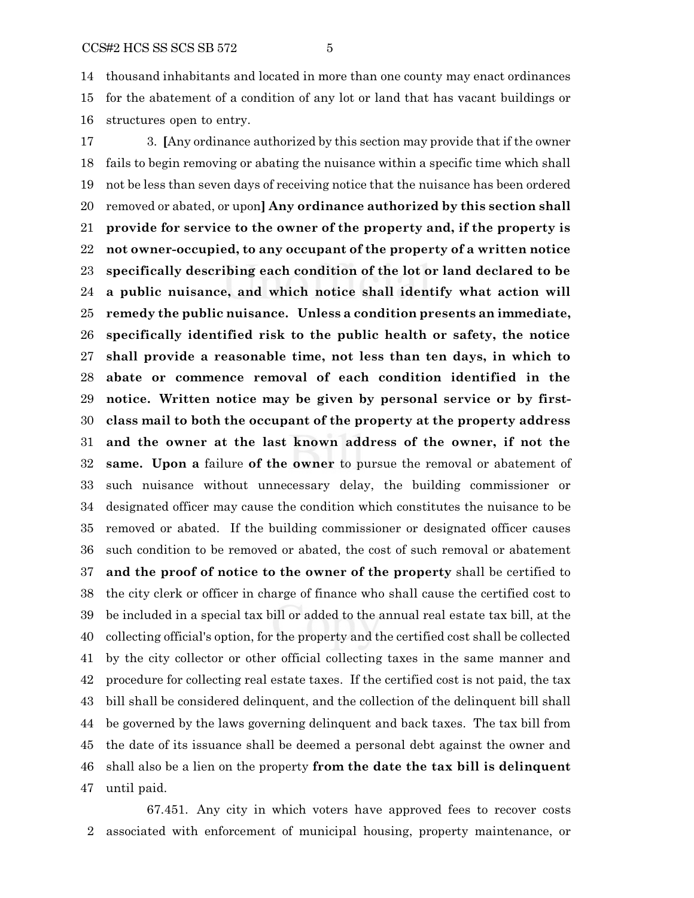thousand inhabitants and located in more than one county may enact ordinances for the abatement of a condition of any lot or land that has vacant buildings or structures open to entry.

3. [Any ordinance authorized by this section may provide that if the owner fails to begin removing or abating the nuisance within a specific time which shall not be less than seven days of receiving notice that the nuisance has been ordered removed or abated, or upon] **Any ordinance authorized by this section shall provide for service to the owner of the property and, if the property is not owner-occupied, to any occupant of the property of a written notice specifically describing each condition of the lot or land declared to be a public nuisance, and which notice shall identify what action will remedy the public nuisance. Unless a condition presents an immediate, specifically identified risk to the public health or safety, the notice shall provide a reasonable time, not less than ten days, in which to abate or commence removal of each condition identified in the notice. Written notice may be given by personal service or by first-class mail to both the occupant of the property at the property address and the owner at the last known address of the owner, if not the same. Upon a** failure **of the owner** to pursue the removal or abatement of such nuisance without unnecessary delay, the building commissioner or designated officer may cause the condition which constitutes the nuisance to be removed or abated. If the building commissioner or designated officer causes such condition to be removed or abated, the cost of such removal or abatement **and the proof of notice to the owner of the property** shall be certified to the city clerk or officer in charge of finance who shall cause the certified cost to be included in a special tax bill or added to the annual real estate tax bill, at the collecting official's option, for the property and the certified cost shall be collected by the city collector or other official collecting taxes in the same manner and procedure for collecting real estate taxes. If the certified cost is not paid, the tax bill shall be considered delinquent, and the collection of the delinquent bill shall be governed by the laws governing delinquent and back taxes. The tax bill from the date of its issuance shall be deemed a personal debt against the owner and shall also be a lien on the property **from the date the tax bill is delinquent** until paid.

67.451. Any city in which voters have approved fees to recover costs associated with enforcement of municipal housing, property maintenance, or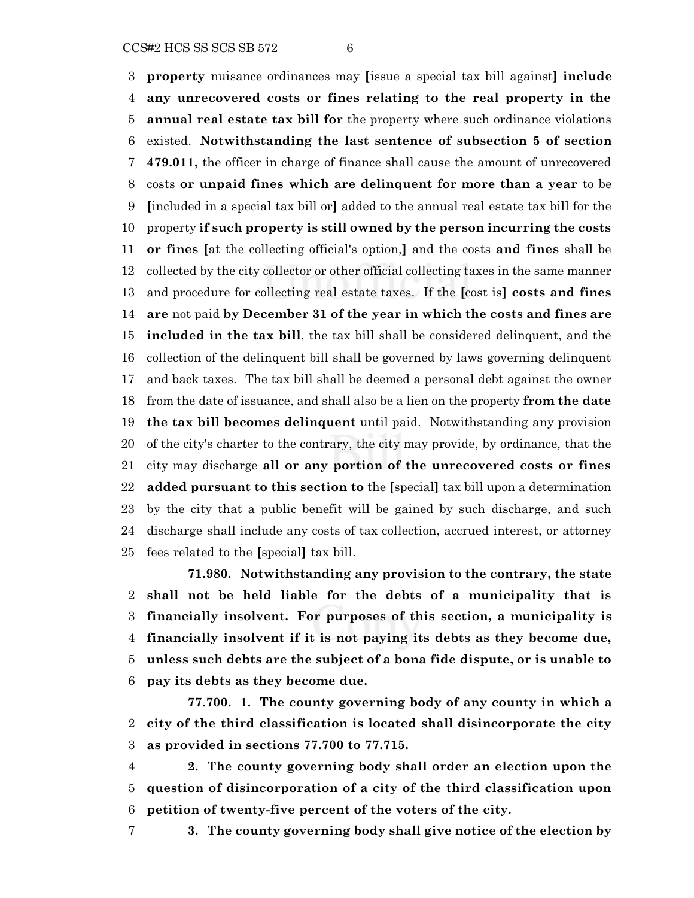**property** nuisance ordinances may [issue a special tax bill against] **include any unrecovered costs or fines relating to the real property in the annual real estate tax bill for** the property where such ordinance violations existed. **Notwithstanding the last sentence of subsection 5 of section 479.011,** the officer in charge of finance shall cause the amount of unrecovered costs **or unpaid fines which are delinquent for more than a year** to be [included in a special tax bill or] added to the annual real estate tax bill for the property **if such property is still owned by the person incurring the costs or fines** [at the collecting official's option,] and the costs **and fines** shall be collected by the city collector or other official collecting taxes in the same manner and procedure for collecting real estate taxes. If the [cost is] **costs and fines are** not paid **by December 31 of the year in which the costs and fines are included in the tax bill**, the tax bill shall be considered delinquent, and the collection of the delinquent bill shall be governed by laws governing delinquent and back taxes. The tax bill shall be deemed a personal debt against the owner from the date of issuance, and shall also be a lien on the property **from the date the tax bill becomes delinquent** until paid. Notwithstanding any provision of the city's charter to the contrary, the city may provide, by ordinance, that the city may discharge **all or any portion of the unrecovered costs or fines added pursuant to this section to** the [special] tax bill upon a determination by the city that a public benefit will be gained by such discharge, and such discharge shall include any costs of tax collection, accrued interest, or attorney fees related to the [special] tax bill.

**71.980. Notwithstanding any provision to the contrary, the state shall not be held liable for the debts of a municipality that is financially insolvent. For purposes of this section, a municipality is financially insolvent if it is not paying its debts as they become due, unless such debts are the subject of a bona fide dispute, or is unable to pay its debts as they become due.**

**77.700. 1. The county governing body of any county in which a city of the third classification is located shall disincorporate the city as provided in sections 77.700 to 77.715.**

**2. The county governing body shall order an election upon the question of disincorporation of a city of the third classification upon petition of twenty-five percent of the voters of the city.**

**3. The county governing body shall give notice of the election by**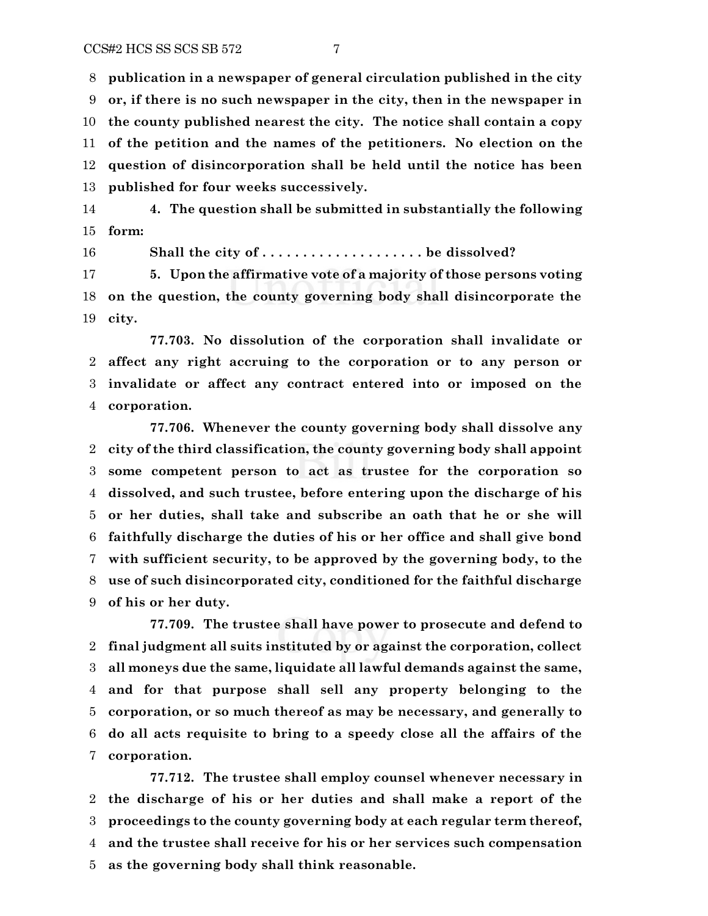**publication in a newspaper of general circulation published in the city or, if there is no such newspaper in the city, then in the newspaper in the county published nearest the city. The notice shall contain a copy of the petition and the names of the petitioners. No election on the question of disincorporation shall be held until the notice has been published for four weeks successively.**

**4. The question shall be submitted in substantially the following form:**

**Shall the city of . . . . . . . . . . . . . . . . . . . . be dissolved?**

**5. Upon the affirmative vote of a majority of those persons voting on the question, the county governing body shall disincorporate the city.**

**77.703. No dissolution of the corporation shall invalidate or affect any right accruing to the corporation or to any person or invalidate or affect any contract entered into or imposed on the corporation.**

**77.706. Whenever the county governing body shall dissolve any city of the third classification, the county governing body shall appoint some competent person to act as trustee for the corporation so dissolved, and such trustee, before entering upon the discharge of his or her duties, shall take and subscribe an oath that he or she will faithfully discharge the duties of his or her office and shall give bond with sufficient security, to be approved by the governing body, to the use of such disincorporated city, conditioned for the faithful discharge of his or her duty.**

**77.709. The trustee shall have power to prosecute and defend to final judgment all suits instituted by or against the corporation, collect all moneys due the same, liquidate all lawful demands against the same, and for that purpose shall sell any property belonging to the corporation, or so much thereof as may be necessary, and generally to do all acts requisite to bring to a speedy close all the affairs of the corporation.**

**77.712. The trustee shall employ counsel whenever necessary in the discharge of his or her duties and shall make a report of the proceedings to the county governing body at each regular term thereof, and the trustee shall receive for his or her services such compensation as the governing body shall think reasonable.**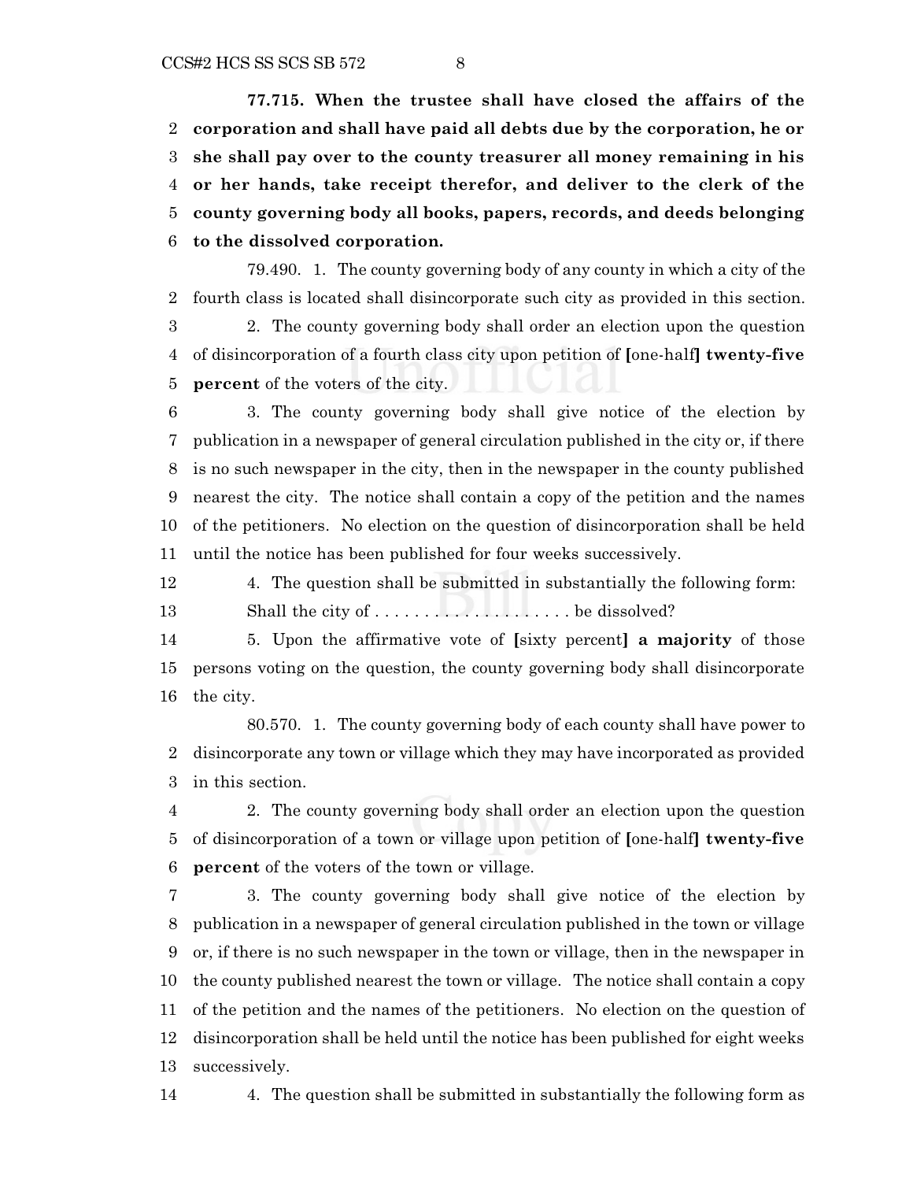**77.715. When the trustee shall have closed the affairs of the corporation and shall have paid all debts due by the corporation, he or she shall pay over to the county treasurer all money remaining in his or her hands, take receipt therefor, and deliver to the clerk of the county governing body all books, papers, records, and deeds belonging to the dissolved corporation.**

79.490. 1. The county governing body of any county in which a city of the fourth class is located shall disincorporate such city as provided in this section.

2. The county governing body shall order an election upon the question of disincorporation of a fourth class city upon petition of **[**one-half**] twenty-five percent** of the voters of the city.

3. The county governing body shall give notice of the election by publication in a newspaper of general circulation published in the city or, if there is no such newspaper in the city, then in the newspaper in the county published nearest the city. The notice shall contain a copy of the petition and the names of the petitioners. No election on the question of disincorporation shall be held until the notice has been published for four weeks successively.

4. The question shall be submitted in substantially the following form:

Shall the city of .................... be dissolved?

5. Upon the affirmative vote of **[**sixty percent**] a majority** of those persons voting on the question, the county governing body shall disincorporate the city.

80.570. 1. The county governing body of each county shall have power to disincorporate any town or village which they may have incorporated as provided in this section.

2. The county governing body shall order an election upon the question of disincorporation of a town or village upon petition of **[**one-half**] twenty-five percent** of the voters of the town or village.

3. The county governing body shall give notice of the election by publication in a newspaper of general circulation published in the town or village or, if there is no such newspaper in the town or village, then in the newspaper in the county published nearest the town or village. The notice shall contain a copy of the petition and the names of the petitioners. No election on the question of disincorporation shall be held until the notice has been published for eight weeks successively.

4. The question shall be submitted in substantially the following form as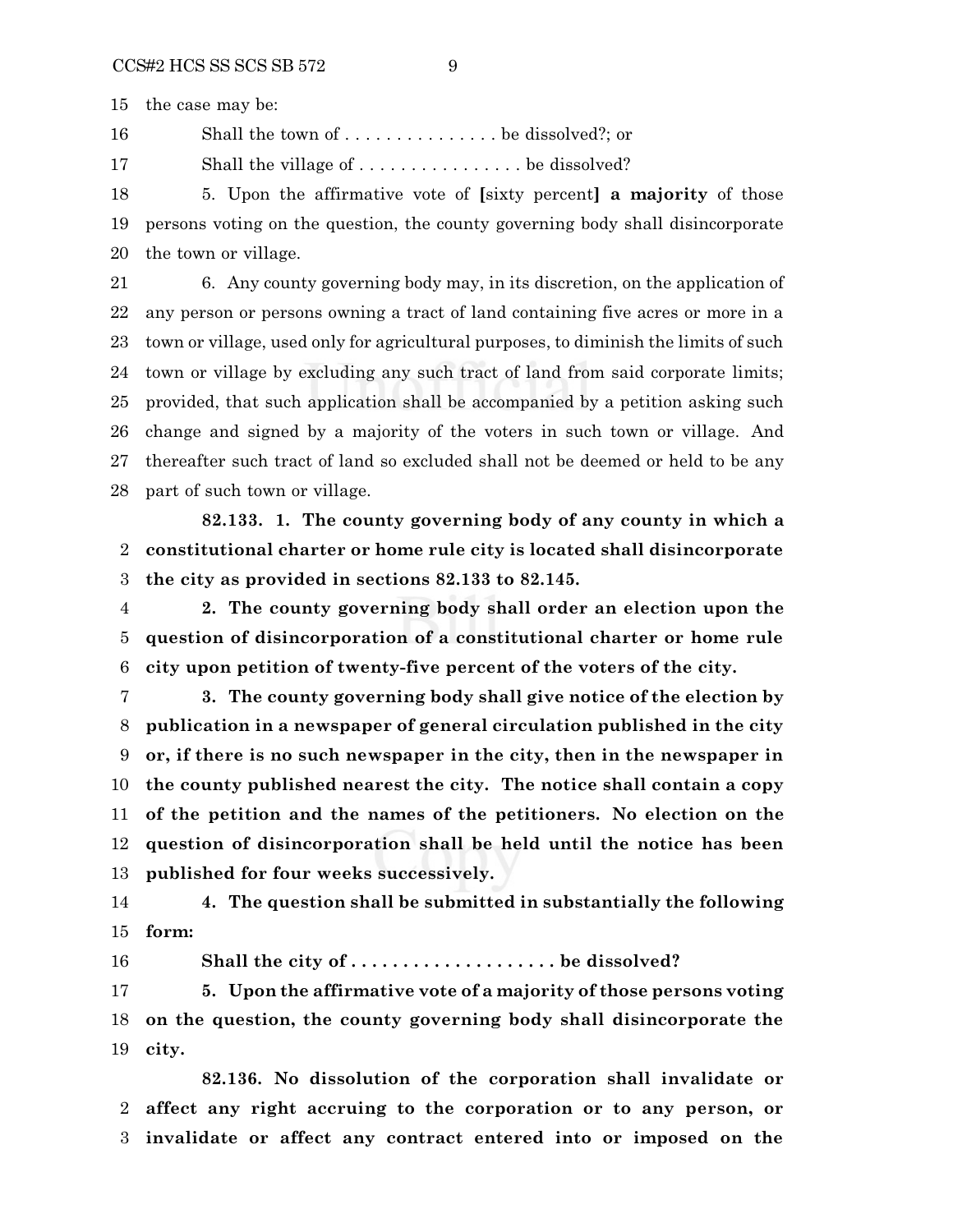the case may be:

Shall the town of . . . . . . . . . . . . . . . . be dissolved?; or

Shall the village of . . . . . . . . . . . . . . . . be dissolved?

5. Upon the affirmative vote of [sixty percent] **a majority** of those persons voting on the question, the county governing body shall disincorporate the town or village.

6. Any county governing body may, in its discretion, on the application of any person or persons owning a tract of land containing five acres or more in a town or village, used only for agricultural purposes, to diminish the limits of such town or village by excluding any such tract of land from said corporate limits; provided, that such application shall be accompanied by a petition asking such change and signed by a majority of the voters in such town or village. And thereafter such tract of land so excluded shall not be deemed or held to be any part of such town or village.

**82.133. 1. The county governing body of any county in which a constitutional charter or home rule city is located shall disincorporate the city as provided in sections 82.133 to 82.145.**

**2. The county governing body shall order an election upon the question of disincorporation of a constitutional charter or home rule city upon petition of twenty-five percent of the voters of the city.**

**3. The county governing body shall give notice of the election by publication in a newspaper of general circulation published in the city or, if there is no such newspaper in the city, then in the newspaper in the county published nearest the city. The notice shall contain a copy of the petition and the names of the petitioners. No election on the question of disincorporation shall be held until the notice has been published for four weeks successively.**

**4. The question shall be submitted in substantially the following form:**

**Shall the city of . . . . . . . . . . . . . . . . . . . . be dissolved?**

**5. Upon the affirmative vote of a majority of those persons voting on the question, the county governing body shall disincorporate the city.**

**82.136. No dissolution of the corporation shall invalidate or affect any right accruing to the corporation or to any person, or invalidate or affect any contract entered into or imposed on the**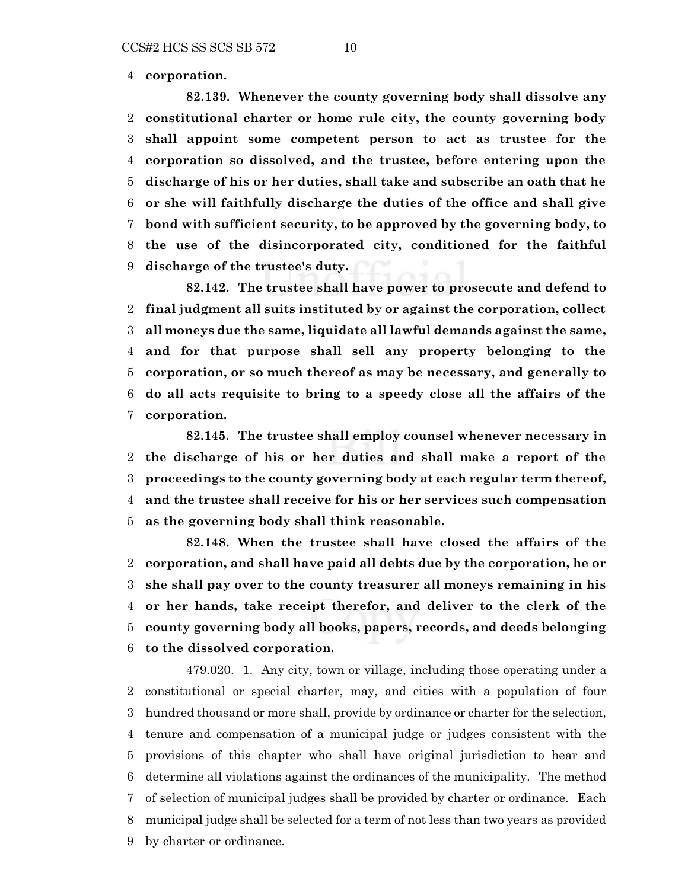**corporation.**

**82.139. Whenever the county governing body shall dissolve any constitutional charter or home rule city, the county governing body shall appoint some competent person to act as trustee for the corporation so dissolved, and the trustee, before entering upon the discharge of his or her duties, shall take and subscribe an oath that he or she will faithfully discharge the duties of the office and shall give bond with sufficient security, to be approved by the governing body, to the use of the disincorporated city, conditioned for the faithful discharge of the trustee's duty.**

**82.142. The trustee shall have power to prosecute and defend to final judgment all suits instituted by or against the corporation, collect all moneys due the same, liquidate all lawful demands against the same, and for that purpose shall sell any property belonging to the corporation, or so much thereof as may be necessary, and generally to do all acts requisite to bring to a speedy close all the affairs of the corporation.**

**82.145. The trustee shall employ counsel whenever necessary in the discharge of his or her duties and shall make a report of the proceedings to the county governing body at each regular term thereof, and the trustee shall receive for his or her services such compensation as the governing body shall think reasonable.**

**82.148. When the trustee shall have closed the affairs of the corporation, and shall have paid all debts due by the corporation, he or she shall pay over to the county treasurer all moneys remaining in his or her hands, take receipt therefor, and deliver to the clerk of the county governing body all books, papers, records, and deeds belonging to the dissolved corporation.**

479.020. 1. Any city, town or village, including those operating under a constitutional or special charter, may, and cities with a population of four hundred thousand or more shall, provide by ordinance or charter for the selection, tenure and compensation of a municipal judge or judges consistent with the provisions of this chapter who shall have original jurisdiction to hear and determine all violations against the ordinances of the municipality. The method of selection of municipal judges shall be provided by charter or ordinance. Each municipal judge shall be selected for a term of not less than two years as provided by charter or ordinance.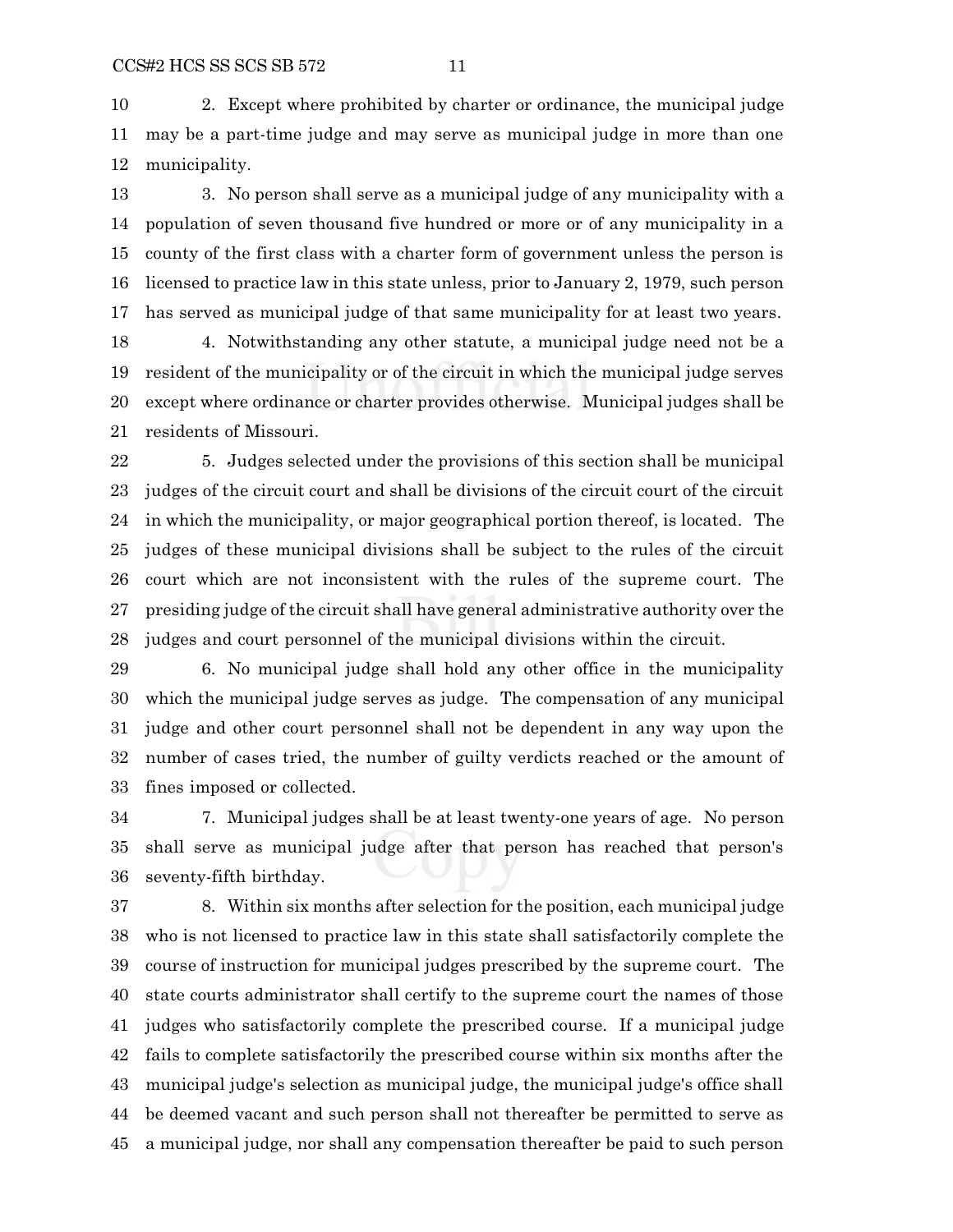2. Except where prohibited by charter or ordinance, the municipal judge may be a part-time judge and may serve as municipal judge in more than one municipality.

3. No person shall serve as a municipal judge of any municipality with a population of seven thousand five hundred or more or of any municipality in a county of the first class with a charter form of government unless the person is licensed to practice law in this state unless, prior to January 2, 1979, such person has served as municipal judge of that same municipality for at least two years.

4. Notwithstanding any other statute, a municipal judge need not be a resident of the municipality or of the circuit in which the municipal judge serves except where ordinance or charter provides otherwise. Municipal judges shall be residents of Missouri.

5. Judges selected under the provisions of this section shall be municipal judges of the circuit court and shall be divisions of the circuit court of the circuit in which the municipality, or major geographical portion thereof, is located. The judges of these municipal divisions shall be subject to the rules of the circuit court which are not inconsistent with the rules of the supreme court. The presiding judge of the circuit shall have general administrative authority over the judges and court personnel of the municipal divisions within the circuit.

6. No municipal judge shall hold any other office in the municipality which the municipal judge serves as judge. The compensation of any municipal judge and other court personnel shall not be dependent in any way upon the number of cases tried, the number of guilty verdicts reached or the amount of fines imposed or collected.

7. Municipal judges shall be at least twenty-one years of age. No person shall serve as municipal judge after that person has reached that person's seventy-fifth birthday.

8. Within six months after selection for the position, each municipal judge who is not licensed to practice law in this state shall satisfactorily complete the course of instruction for municipal judges prescribed by the supreme court. The state courts administrator shall certify to the supreme court the names of those judges who satisfactorily complete the prescribed course. If a municipal judge fails to complete satisfactorily the prescribed course within six months after the municipal judge's selection as municipal judge, the municipal judge's office shall be deemed vacant and such person shall not thereafter be permitted to serve as a municipal judge, nor shall any compensation thereafter be paid to such person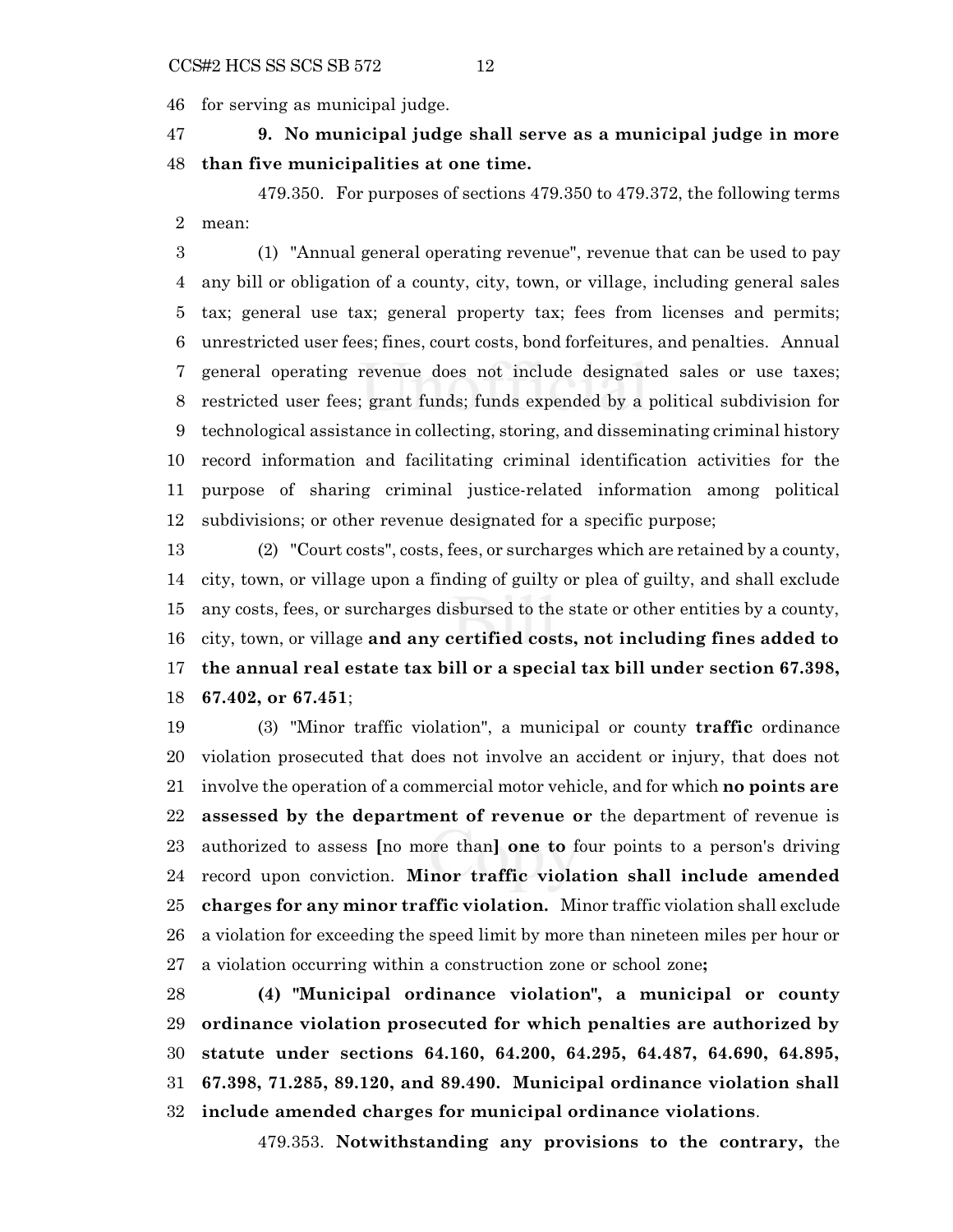46 for serving as municipal judge.

47 **9. No municipal judge shall serve as a municipal judge in more**
48 **than five municipalities at one time.**

479.350. For purposes of sections 479.350 to 479.372, the following terms
2 mean:

3 (1) "Annual general operating revenue", revenue that can be used to pay
4 any bill or obligation of a county, city, town, or village, including general sales
5 tax; general use tax; general property tax; fees from licenses and permits;
6 unrestricted user fees; fines, court costs, bond forfeitures, and penalties. Annual
7 general operating revenue does not include designated sales or use taxes;
8 restricted user fees; grant funds; funds expended by a political subdivision for
9 technological assistance in collecting, storing, and disseminating criminal history
10 record information and facilitating criminal identification activities for the
11 purpose of sharing criminal justice-related information among political
12 subdivisions; or other revenue designated for a specific purpose;

13 (2) "Court costs", costs, fees, or surcharges which are retained by a county,
14 city, town, or village upon a finding of guilty or plea of guilty, and shall exclude
15 any costs, fees, or surcharges disbursed to the state or other entities by a county,
16 city, town, or village **and any certified costs, not including fines added to**
17 **the annual real estate tax bill or a special tax bill under section 67.398,**
18 **67.402, or 67.451**;

19 (3) "Minor traffic violation", a municipal or county **traffic** ordinance
20 violation prosecuted that does not involve an accident or injury, that does not
21 involve the operation of a commercial motor vehicle, and for which **no points are**
22 **assessed by the department of revenue or** the department of revenue is
23 authorized to assess **[**no more than**]** **one to** four points to a person's driving
24 record upon conviction. **Minor traffic violation shall include amended**
25 **charges for any minor traffic violation.** Minor traffic violation shall exclude
26 a violation for exceeding the speed limit by more than nineteen miles per hour or
27 a violation occurring within a construction zone or school zone**;**

28 **(4) "Municipal ordinance violation", a municipal or county**
29 **ordinance violation prosecuted for which penalties are authorized by**
30 **statute under sections 64.160, 64.200, 64.295, 64.487, 64.690, 64.895,**
31 **67.398, 71.285, 89.120, and 89.490. Municipal ordinance violation shall**
32 **include amended charges for municipal ordinance violations**.

479.353. **Notwithstanding any provisions to the contrary,** the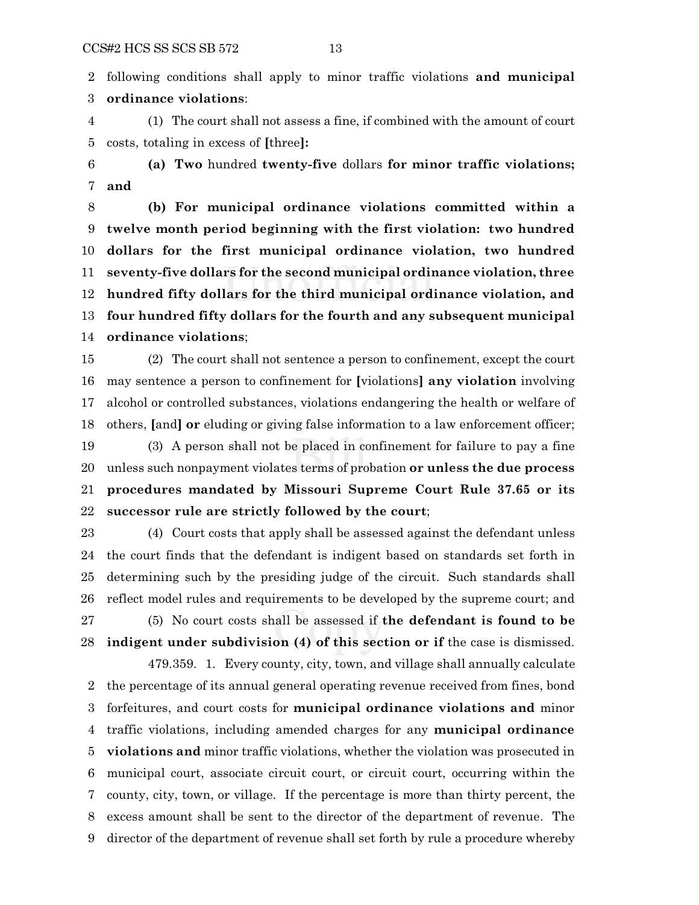following conditions shall apply to minor traffic violations **and municipal ordinance violations**:

(1) The court shall not assess a fine, if combined with the amount of court costs, totaling in excess of **[**three**]:**

**(a) Two** hundred **twenty-five** dollars **for minor traffic violations; and**

**(b) For municipal ordinance violations committed within a twelve month period beginning with the first violation: two hundred dollars for the first municipal ordinance violation, two hundred seventy-five dollars for the second municipal ordinance violation, three hundred fifty dollars for the third municipal ordinance violation, and four hundred fifty dollars for the fourth and any subsequent municipal ordinance violations**;

(2) The court shall not sentence a person to confinement, except the court may sentence a person to confinement for **[**violations**] any violation** involving alcohol or controlled substances, violations endangering the health or welfare of others, **[**and**] or** eluding or giving false information to a law enforcement officer;

(3) A person shall not be placed in confinement for failure to pay a fine unless such nonpayment violates terms of probation **or unless the due process procedures mandated by Missouri Supreme Court Rule 37.65 or its successor rule are strictly followed by the court**;

(4) Court costs that apply shall be assessed against the defendant unless the court finds that the defendant is indigent based on standards set forth in determining such by the presiding judge of the circuit. Such standards shall reflect model rules and requirements to be developed by the supreme court; and

(5) No court costs shall be assessed if **the defendant is found to be indigent under subdivision (4) of this section or if** the case is dismissed.

479.359. 1. Every county, city, town, and village shall annually calculate the percentage of its annual general operating revenue received from fines, bond forfeitures, and court costs for **municipal ordinance violations and** minor traffic violations, including amended charges for any **municipal ordinance violations and** minor traffic violations, whether the violation was prosecuted in municipal court, associate circuit court, or circuit court, occurring within the county, city, town, or village. If the percentage is more than thirty percent, the excess amount shall be sent to the director of the department of revenue. The director of the department of revenue shall set forth by rule a procedure whereby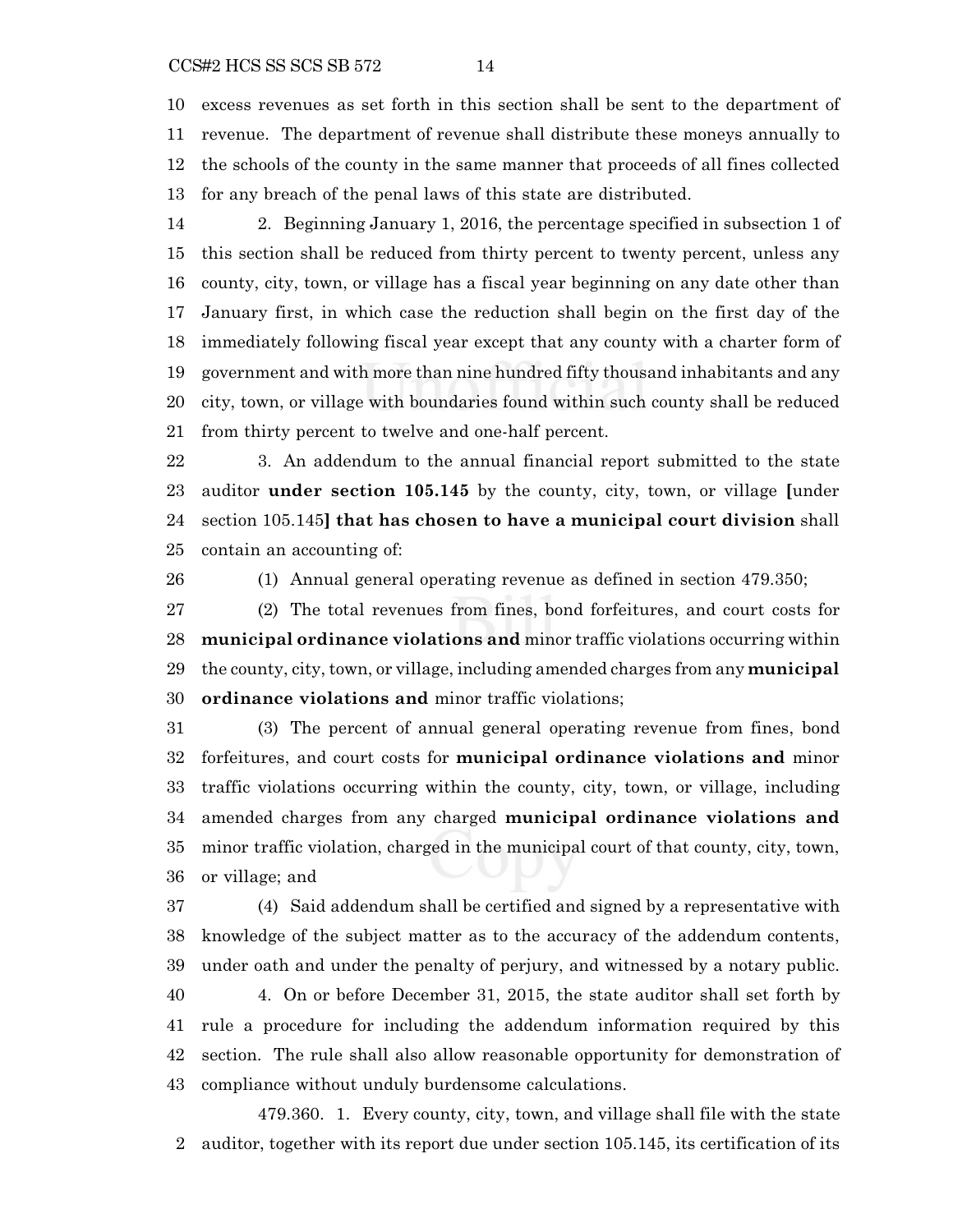excess revenues as set forth in this section shall be sent to the department of revenue. The department of revenue shall distribute these moneys annually to the schools of the county in the same manner that proceeds of all fines collected for any breach of the penal laws of this state are distributed.

2. Beginning January 1, 2016, the percentage specified in subsection 1 of this section shall be reduced from thirty percent to twenty percent, unless any county, city, town, or village has a fiscal year beginning on any date other than January first, in which case the reduction shall begin on the first day of the immediately following fiscal year except that any county with a charter form of government and with more than nine hundred fifty thousand inhabitants and any city, town, or village with boundaries found within such county shall be reduced from thirty percent to twelve and one-half percent.

3. An addendum to the annual financial report submitted to the state auditor **under section 105.145** by the county, city, town, or village **[**under section 105.145**] that has chosen to have a municipal court division** shall contain an accounting of:

(1) Annual general operating revenue as defined in section 479.350;

(2) The total revenues from fines, bond forfeitures, and court costs for **municipal ordinance violations and** minor traffic violations occurring within the county, city, town, or village, including amended charges from any **municipal ordinance violations and** minor traffic violations;

(3) The percent of annual general operating revenue from fines, bond forfeitures, and court costs for **municipal ordinance violations and** minor traffic violations occurring within the county, city, town, or village, including amended charges from any charged **municipal ordinance violations and** minor traffic violation, charged in the municipal court of that county, city, town, or village; and

(4) Said addendum shall be certified and signed by a representative with knowledge of the subject matter as to the accuracy of the addendum contents, under oath and under the penalty of perjury, and witnessed by a notary public.

4. On or before December 31, 2015, the state auditor shall set forth by rule a procedure for including the addendum information required by this section. The rule shall also allow reasonable opportunity for demonstration of compliance without unduly burdensome calculations.

479.360. 1. Every county, city, town, and village shall file with the state auditor, together with its report due under section 105.145, its certification of its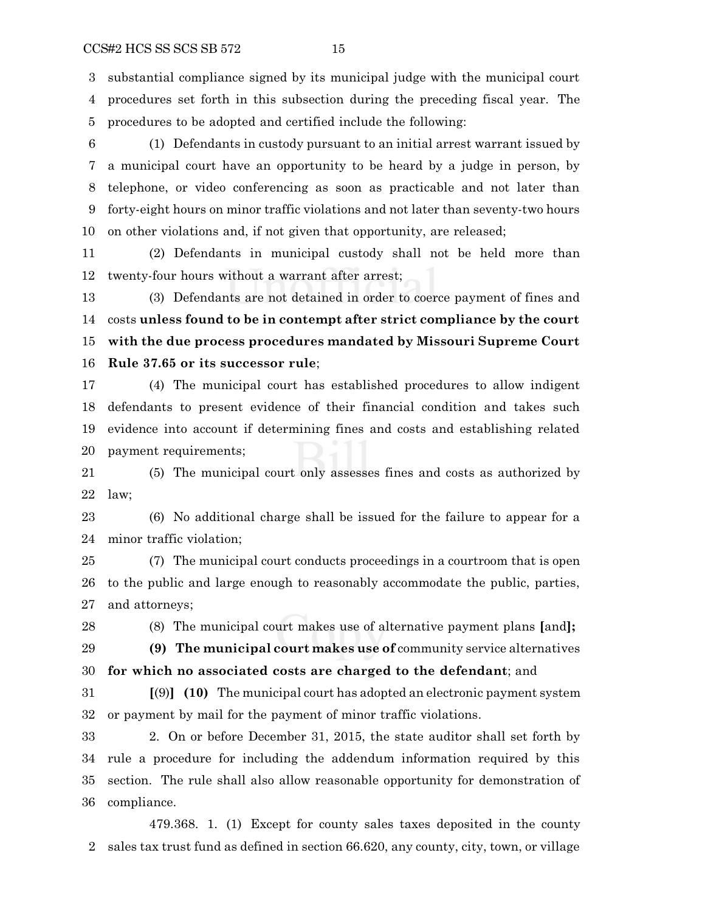substantial compliance signed by its municipal judge with the municipal court procedures set forth in this subsection during the preceding fiscal year. The procedures to be adopted and certified include the following:

(1) Defendants in custody pursuant to an initial arrest warrant issued by a municipal court have an opportunity to be heard by a judge in person, by telephone, or video conferencing as soon as practicable and not later than forty-eight hours on minor traffic violations and not later than seventy-two hours on other violations and, if not given that opportunity, are released;

(2) Defendants in municipal custody shall not be held more than twenty-four hours without a warrant after arrest;

(3) Defendants are not detained in order to coerce payment of fines and costs **unless found to be in contempt after strict compliance by the court with the due process procedures mandated by Missouri Supreme Court Rule 37.65 or its successor rule**;

(4) The municipal court has established procedures to allow indigent defendants to present evidence of their financial condition and takes such evidence into account if determining fines and costs and establishing related payment requirements;

(5) The municipal court only assesses fines and costs as authorized by law;

(6) No additional charge shall be issued for the failure to appear for a minor traffic violation;

(7) The municipal court conducts proceedings in a courtroom that is open to the public and large enough to reasonably accommodate the public, parties, and attorneys;

(8) The municipal court makes use of alternative payment plans **[**and**];**

**(9) The municipal court makes use of** community service alternatives **for which no associated costs are charged to the defendant**; and

**[**(9)**] (10)** The municipal court has adopted an electronic payment system or payment by mail for the payment of minor traffic violations.

2. On or before December 31, 2015, the state auditor shall set forth by rule a procedure for including the addendum information required by this section. The rule shall also allow reasonable opportunity for demonstration of compliance.

479.368. 1. (1) Except for county sales taxes deposited in the county sales tax trust fund as defined in section 66.620, any county, city, town, or village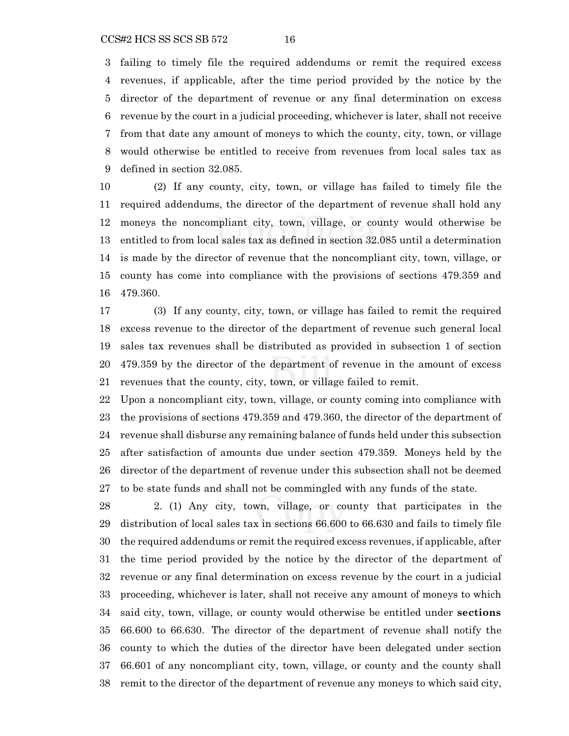failing to timely file the required addendums or remit the required excess revenues, if applicable, after the time period provided by the notice by the director of the department of revenue or any final determination on excess revenue by the court in a judicial proceeding, whichever is later, shall not receive from that date any amount of moneys to which the county, city, town, or village would otherwise be entitled to receive from revenues from local sales tax as defined in section 32.085.

(2) If any county, city, town, or village has failed to timely file the required addendums, the director of the department of revenue shall hold any moneys the noncompliant city, town, village, or county would otherwise be entitled to from local sales tax as defined in section 32.085 until a determination is made by the director of revenue that the noncompliant city, town, village, or county has come into compliance with the provisions of sections 479.359 and 479.360.

(3) If any county, city, town, or village has failed to remit the required excess revenue to the director of the department of revenue such general local sales tax revenues shall be distributed as provided in subsection 1 of section 479.359 by the director of the department of revenue in the amount of excess revenues that the county, city, town, or village failed to remit.

Upon a noncompliant city, town, village, or county coming into compliance with the provisions of sections 479.359 and 479.360, the director of the department of revenue shall disburse any remaining balance of funds held under this subsection after satisfaction of amounts due under section 479.359. Moneys held by the director of the department of revenue under this subsection shall not be deemed to be state funds and shall not be commingled with any funds of the state.

2. (1) Any city, town, village, or county that participates in the distribution of local sales tax in sections 66.600 to 66.630 and fails to timely file the required addendums or remit the required excess revenues, if applicable, after the time period provided by the notice by the director of the department of revenue or any final determination on excess revenue by the court in a judicial proceeding, whichever is later, shall not receive any amount of moneys to which said city, town, village, or county would otherwise be entitled under **sections** 66.600 to 66.630. The director of the department of revenue shall notify the county to which the duties of the director have been delegated under section 66.601 of any noncompliant city, town, village, or county and the county shall remit to the director of the department of revenue any moneys to which said city,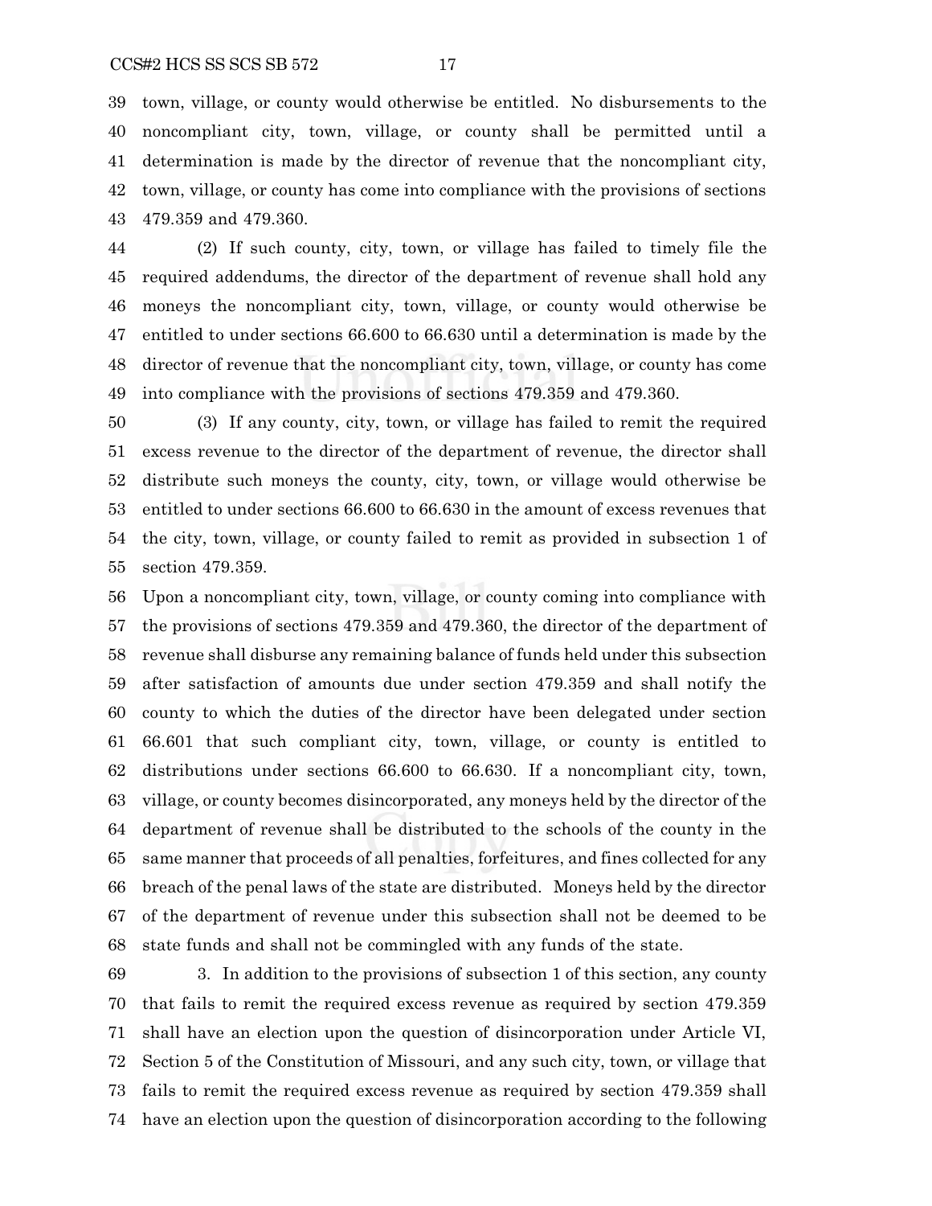town, village, or county would otherwise be entitled. No disbursements to the noncompliant city, town, village, or county shall be permitted until a determination is made by the director of revenue that the noncompliant city, town, village, or county has come into compliance with the provisions of sections 479.359 and 479.360.

(2) If such county, city, town, or village has failed to timely file the required addendums, the director of the department of revenue shall hold any moneys the noncompliant city, town, village, or county would otherwise be entitled to under sections 66.600 to 66.630 until a determination is made by the director of revenue that the noncompliant city, town, village, or county has come into compliance with the provisions of sections 479.359 and 479.360.

(3) If any county, city, town, or village has failed to remit the required excess revenue to the director of the department of revenue, the director shall distribute such moneys the county, city, town, or village would otherwise be entitled to under sections 66.600 to 66.630 in the amount of excess revenues that the city, town, village, or county failed to remit as provided in subsection 1 of section 479.359.

Upon a noncompliant city, town, village, or county coming into compliance with the provisions of sections 479.359 and 479.360, the director of the department of revenue shall disburse any remaining balance of funds held under this subsection after satisfaction of amounts due under section 479.359 and shall notify the county to which the duties of the director have been delegated under section 66.601 that such compliant city, town, village, or county is entitled to distributions under sections 66.600 to 66.630. If a noncompliant city, town, village, or county becomes disincorporated, any moneys held by the director of the department of revenue shall be distributed to the schools of the county in the same manner that proceeds of all penalties, forfeitures, and fines collected for any breach of the penal laws of the state are distributed. Moneys held by the director of the department of revenue under this subsection shall not be deemed to be state funds and shall not be commingled with any funds of the state.

3. In addition to the provisions of subsection 1 of this section, any county that fails to remit the required excess revenue as required by section 479.359 shall have an election upon the question of disincorporation under Article VI, Section 5 of the Constitution of Missouri, and any such city, town, or village that fails to remit the required excess revenue as required by section 479.359 shall have an election upon the question of disincorporation according to the following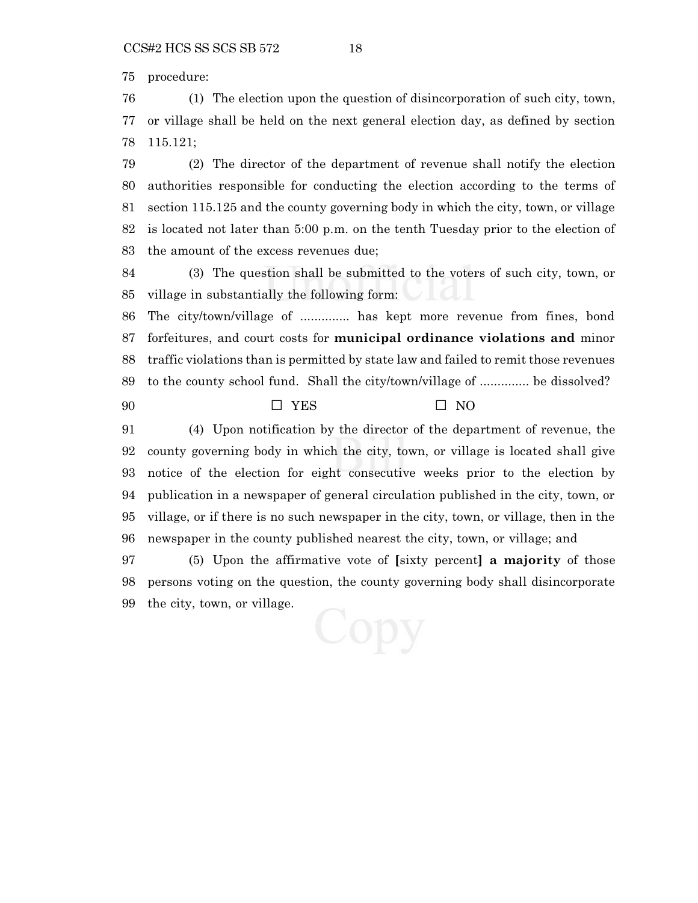75 procedure:

76 (1) The election upon the question of disincorporation of such city, town,
77 or village shall be held on the next general election day, as defined by section
78 115.121;

79 (2) The director of the department of revenue shall notify the election
80 authorities responsible for conducting the election according to the terms of
81 section 115.125 and the county governing body in which the city, town, or village
82 is located not later than 5:00 p.m. on the tenth Tuesday prior to the election of
83 the amount of the excess revenues due;

84 (3) The question shall be submitted to the voters of such city, town, or
85 village in substantially the following form:

86 The city/town/village of .............. has kept more revenue from fines, bond
87 forfeitures, and court costs for **municipal ordinance violations and** minor
88 traffic violations than is permitted by state law and failed to remit those revenues
89 to the county school fund. Shall the city/town/village of .............. be dissolved?

90 ☐ YES ☐ NO

91 (4) Upon notification by the director of the department of revenue, the
92 county governing body in which the city, town, or village is located shall give
93 notice of the election for eight consecutive weeks prior to the election by
94 publication in a newspaper of general circulation published in the city, town, or
95 village, or if there is no such newspaper in the city, town, or village, then in the
96 newspaper in the county published nearest the city, town, or village; and

97 (5) Upon the affirmative vote of **[**sixty percent**] a majority** of those
98 persons voting on the question, the county governing body shall disincorporate
99 the city, town, or village.